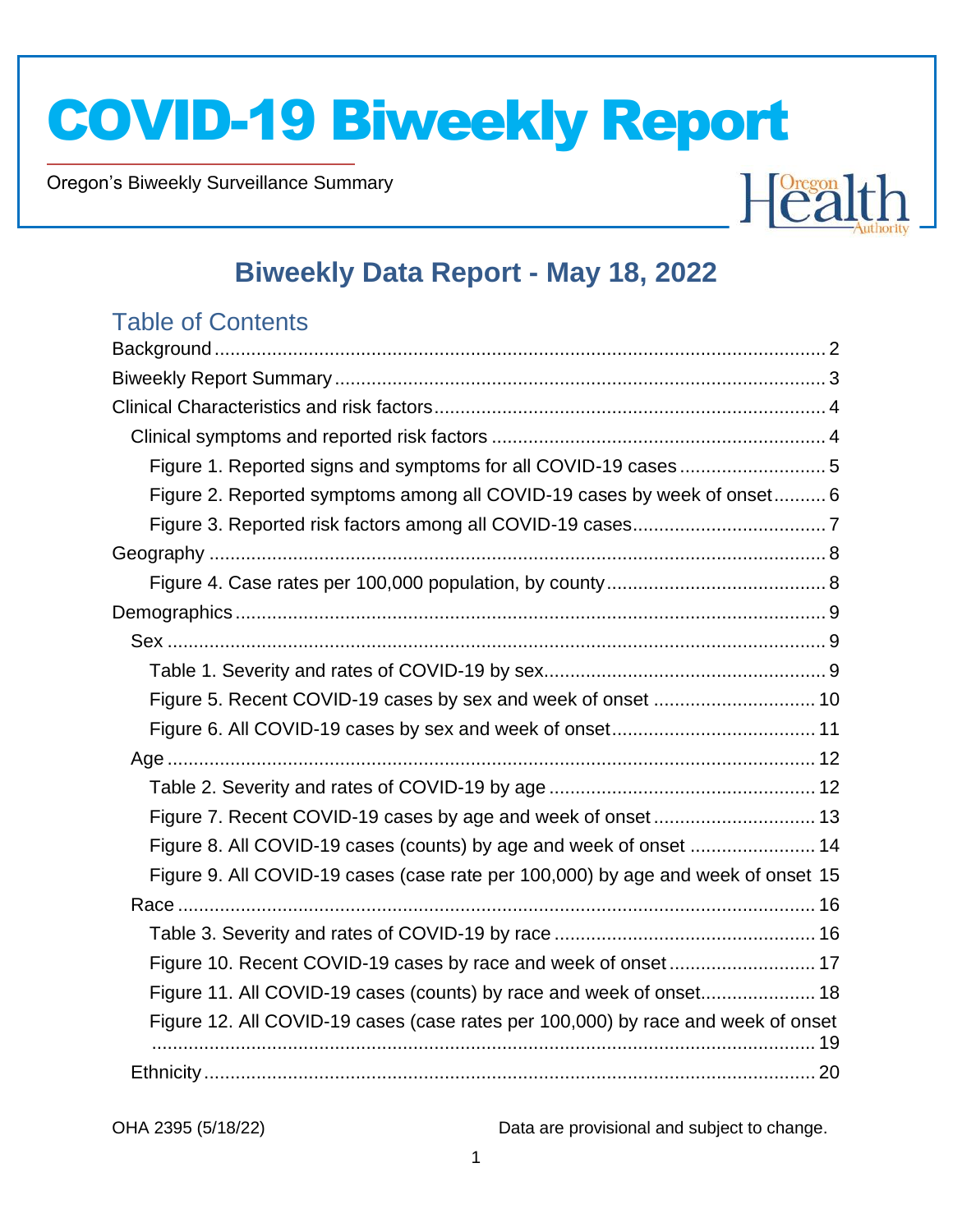# COVID-19 Biweekly Report

Oregon's Biweekly Surveillance Summary

## Biweekly Data Report - May 18, 2022

### Table of Contents

Background ..... 2
Biweekly Report Summary ..... 3
Clinical Characteristics and risk factors ..... 4
  Clinical symptoms and reported risk factors ..... 4
    Figure 1. Reported signs and symptoms for all COVID-19 cases ..... 5
    Figure 2. Reported symptoms among all COVID-19 cases by week of onset ..... 6
    Figure 3. Reported risk factors among all COVID-19 cases ..... 7
Geography ..... 8
    Figure 4. Case rates per 100,000 population, by county ..... 8
Demographics ..... 9
  Sex ..... 9
    Table 1. Severity and rates of COVID-19 by sex ..... 9
    Figure 5. Recent COVID-19 cases by sex and week of onset ..... 10
    Figure 6. All COVID-19 cases by sex and week of onset ..... 11
  Age ..... 12
    Table 2. Severity and rates of COVID-19 by age ..... 12
    Figure 7. Recent COVID-19 cases by age and week of onset ..... 13
    Figure 8. All COVID-19 cases (counts) by age and week of onset ..... 14
    Figure 9. All COVID-19 cases (case rate per 100,000) by age and week of onset ..... 15
  Race ..... 16
    Table 3. Severity and rates of COVID-19 by race ..... 16
    Figure 10. Recent COVID-19 cases by race and week of onset ..... 17
    Figure 11. All COVID-19 cases (counts) by race and week of onset ..... 18
    Figure 12. All COVID-19 cases (case rates per 100,000) by race and week of onset ..... 19
  Ethnicity ..... 20

OHA 2395 (5/18/22)

Data are provisional and subject to change.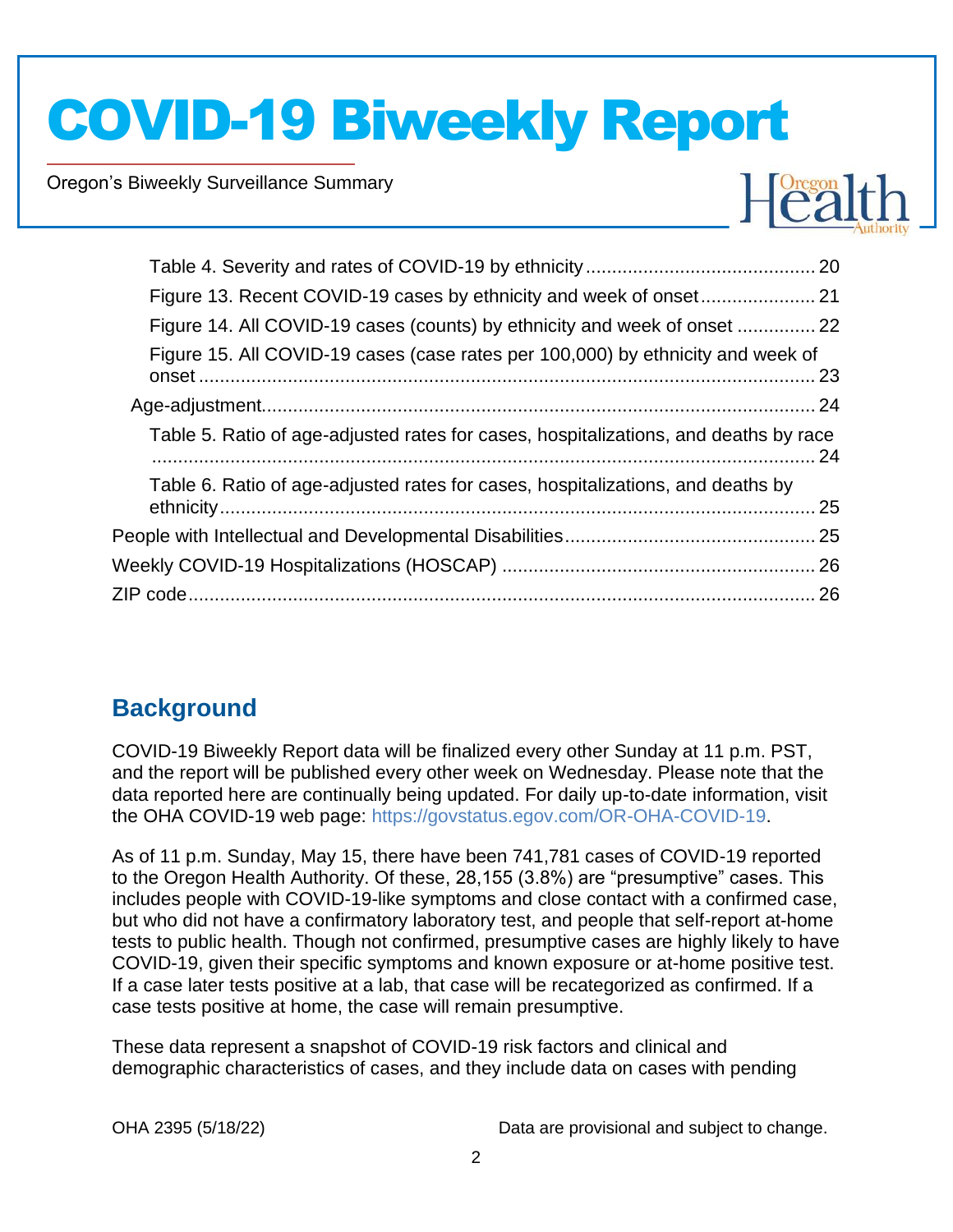Table 4. Severity and rates of COVID-19 by ethnicity ........................................... 20

Figure 13. Recent COVID-19 cases by ethnicity and week of onset ..................... 21

Figure 14. All COVID-19 cases (counts) by ethnicity and week of onset .............. 22

Figure 15. All COVID-19 cases (case rates per 100,000) by ethnicity and week of onset ..................................................................................................................... 23

Age-adjustment ........................................................................................................ 24

Table 5. Ratio of age-adjusted rates for cases, hospitalizations, and deaths by race ................................................................................................................................ 24

Table 6. Ratio of age-adjusted rates for cases, hospitalizations, and deaths by ethnicity ................................................................................................................. 25

People with Intellectual and Developmental Disabilities ............................................... 25

Weekly COVID-19 Hospitalizations (HOSCAP) ........................................................... 26

ZIP code ....................................................................................................................... 26

## Background

COVID-19 Biweekly Report data will be finalized every other Sunday at 11 p.m. PST, and the report will be published every other week on Wednesday. Please note that the data reported here are continually being updated. For daily up-to-date information, visit the OHA COVID-19 web page: https://govstatus.egov.com/OR-OHA-COVID-19.

As of 11 p.m. Sunday, May 15, there have been 741,781 cases of COVID-19 reported to the Oregon Health Authority. Of these, 28,155 (3.8%) are "presumptive" cases. This includes people with COVID-19-like symptoms and close contact with a confirmed case, but who did not have a confirmatory laboratory test, and people that self-report at-home tests to public health. Though not confirmed, presumptive cases are highly likely to have COVID-19, given their specific symptoms and known exposure or at-home positive test. If a case later tests positive at a lab, that case will be recategorized as confirmed. If a case tests positive at home, the case will remain presumptive.

These data represent a snapshot of COVID-19 risk factors and clinical and demographic characteristics of cases, and they include data on cases with pending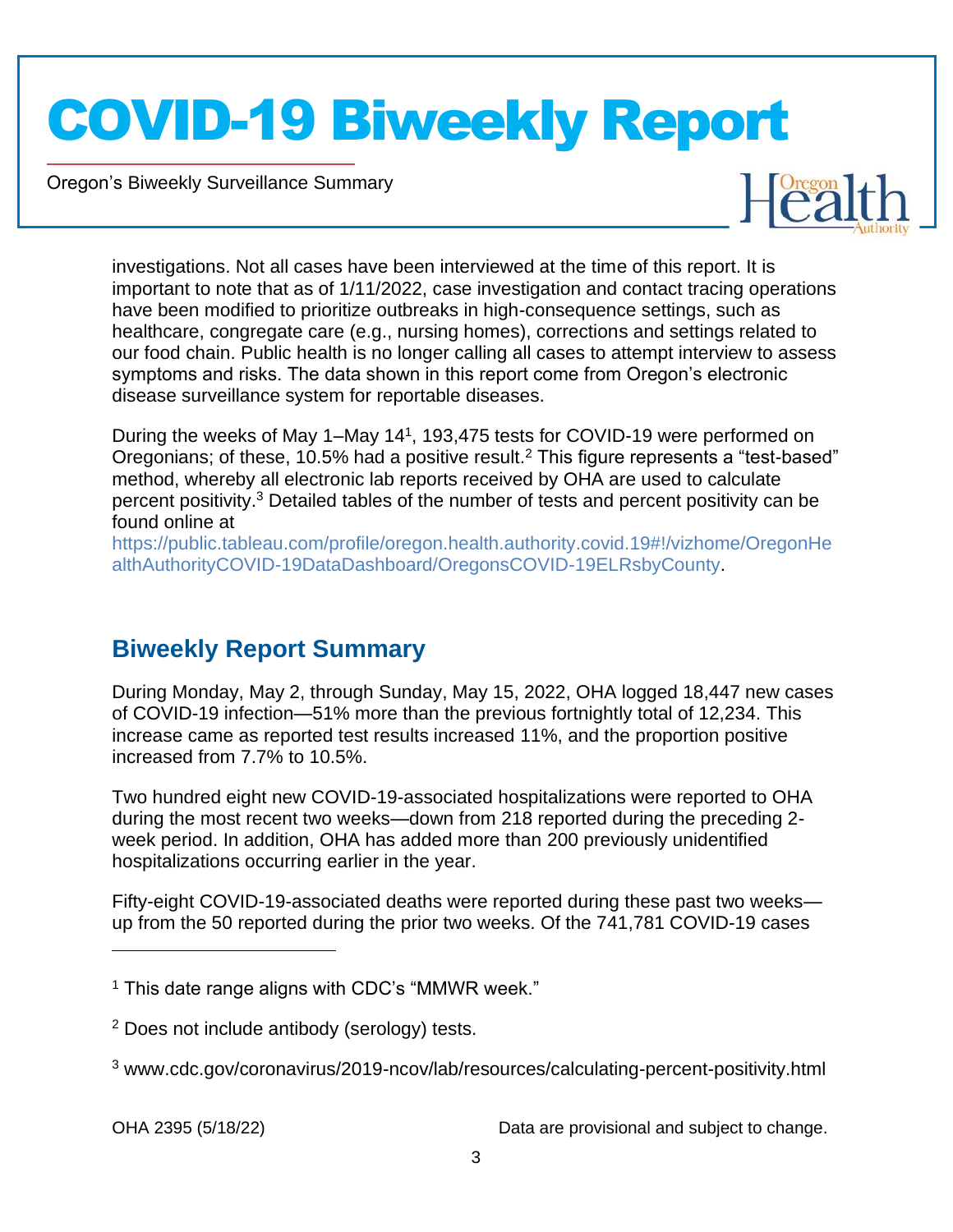investigations. Not all cases have been interviewed at the time of this report. It is important to note that as of 1/11/2022, case investigation and contact tracing operations have been modified to prioritize outbreaks in high-consequence settings, such as healthcare, congregate care (e.g., nursing homes), corrections and settings related to our food chain. Public health is no longer calling all cases to attempt interview to assess symptoms and risks. The data shown in this report come from Oregon's electronic disease surveillance system for reportable diseases.

During the weeks of May 1–May 14[1], 193,475 tests for COVID-19 were performed on Oregonians; of these, 10.5% had a positive result.[2] This figure represents a "test-based" method, whereby all electronic lab reports received by OHA are used to calculate percent positivity.[3] Detailed tables of the number of tests and percent positivity can be found online at https://public.tableau.com/profile/oregon.health.authority.covid.19#!/vizhome/OregonHealthAuthorityCOVID-19DataDashboard/OregonsCOVID-19ELRsbyCounty.

## Biweekly Report Summary

During Monday, May 2, through Sunday, May 15, 2022, OHA logged 18,447 new cases of COVID-19 infection—51% more than the previous fortnightly total of 12,234. This increase came as reported test results increased 11%, and the proportion positive increased from 7.7% to 10.5%.

Two hundred eight new COVID-19-associated hospitalizations were reported to OHA during the most recent two weeks—down from 218 reported during the preceding 2-week period. In addition, OHA has added more than 200 previously unidentified hospitalizations occurring earlier in the year.

Fifty-eight COVID-19-associated deaths were reported during these past two weeks—up from the 50 reported during the prior two weeks. Of the 741,781 COVID-19 cases

---

[1] This date range aligns with CDC's "MMWR week."

[2] Does not include antibody (serology) tests.

[3] www.cdc.gov/coronavirus/2019-ncov/lab/resources/calculating-percent-positivity.html

OHA 2395 (5/18/22) Data are provisional and subject to change.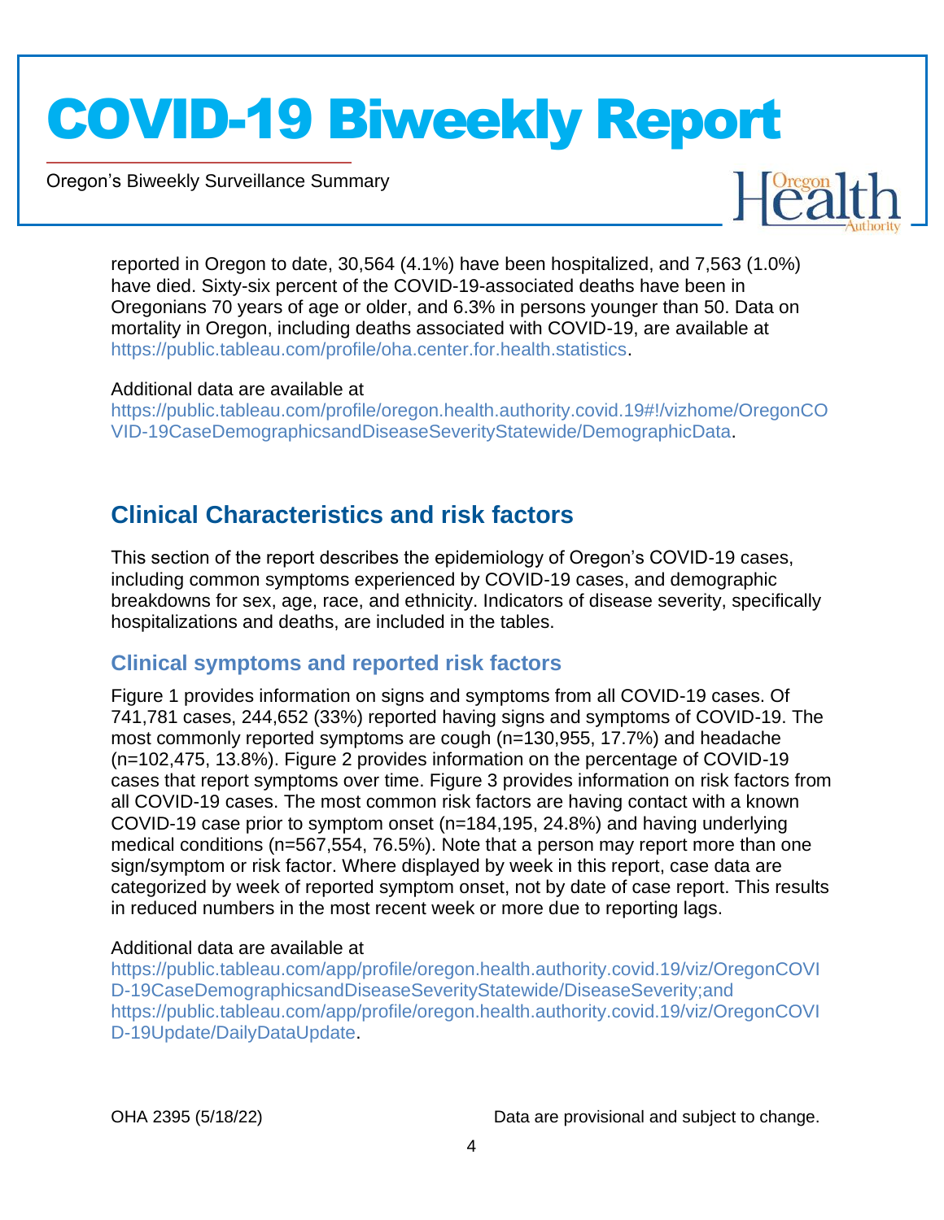reported in Oregon to date, 30,564 (4.1%) have been hospitalized, and 7,563 (1.0%) have died. Sixty-six percent of the COVID-19-associated deaths have been in Oregonians 70 years of age or older, and 6.3% in persons younger than 50. Data on mortality in Oregon, including deaths associated with COVID-19, are available at https://public.tableau.com/profile/oha.center.for.health.statistics.

Additional data are available at https://public.tableau.com/profile/oregon.health.authority.covid.19#!/vizhome/OregonCOVID-19CaseDemographicsandDiseaseSeverityStatewide/DemographicData.

## Clinical Characteristics and risk factors

This section of the report describes the epidemiology of Oregon's COVID-19 cases, including common symptoms experienced by COVID-19 cases, and demographic breakdowns for sex, age, race, and ethnicity. Indicators of disease severity, specifically hospitalizations and deaths, are included in the tables.

### Clinical symptoms and reported risk factors

Figure 1 provides information on signs and symptoms from all COVID-19 cases. Of 741,781 cases, 244,652 (33%) reported having signs and symptoms of COVID-19. The most commonly reported symptoms are cough (n=130,955, 17.7%) and headache (n=102,475, 13.8%). Figure 2 provides information on the percentage of COVID-19 cases that report symptoms over time. Figure 3 provides information on risk factors from all COVID-19 cases. The most common risk factors are having contact with a known COVID-19 case prior to symptom onset (n=184,195, 24.8%) and having underlying medical conditions (n=567,554, 76.5%). Note that a person may report more than one sign/symptom or risk factor. Where displayed by week in this report, case data are categorized by week of reported symptom onset, not by date of case report. This results in reduced numbers in the most recent week or more due to reporting lags.

Additional data are available at https://public.tableau.com/app/profile/oregon.health.authority.covid.19/viz/OregonCOVID-19CaseDemographicsandDiseaseSeverityStatewide/DiseaseSeverity;and https://public.tableau.com/app/profile/oregon.health.authority.covid.19/viz/OregonCOVID-19Update/DailyDataUpdate.

OHA 2395 (5/18/22) Data are provisional and subject to change.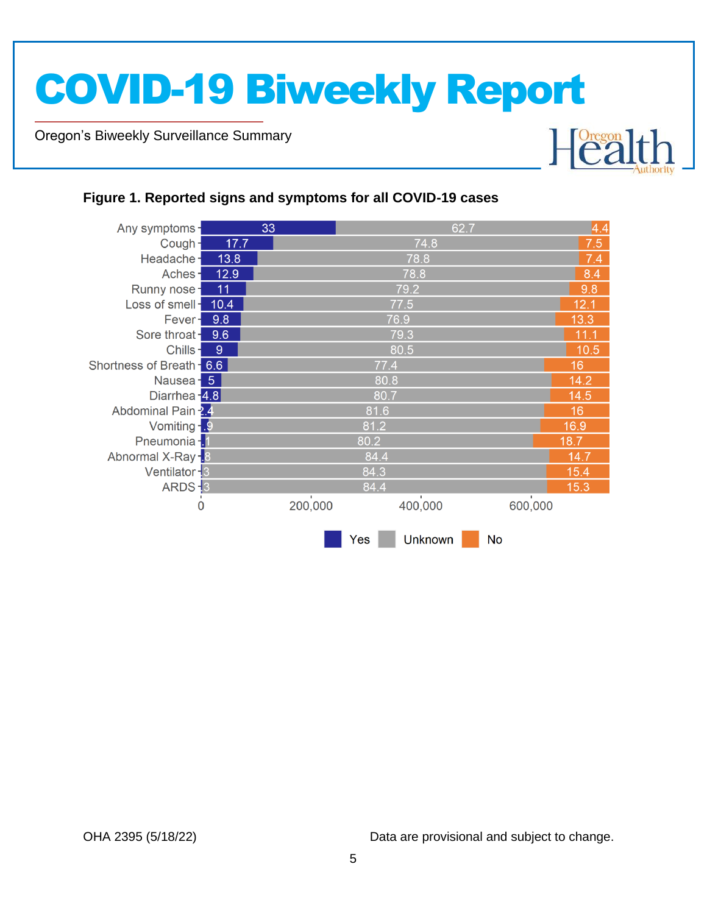**Figure 1. Reported signs and symptoms for all COVID-19 cases**

| Symptom | Yes | Unknown | No |
|---|---|---|---|
| Any symptoms | 33 | 62.7 | 4.4 |
| Cough | 17.7 | 74.8 | 7.5 |
| Headache | 13.8 | 78.8 | 7.4 |
| Aches | 12.9 | 78.8 | 8.4 |
| Runny nose | 11 | 79.2 | 9.8 |
| Loss of smell | 10.4 | 77.5 | 12.1 |
| Fever | 9.8 | 76.9 | 13.3 |
| Sore throat | 9.6 | 79.3 | 11.1 |
| Chills | 9 | 80.5 | 10.5 |
| Shortness of Breath | 6.6 | 77.4 | 16 |
| Nausea | 5 | 80.8 | 14.2 |
| Diarrhea | 4.8 | 80.7 | 14.5 |
| Abdominal Pain | 2.4 | 81.6 | 16 |
| Vomiting | .9 | 81.2 | 16.9 |
| Pneumonia | 1 | 80.2 | 18.7 |
| Abnormal X-Ray | .8 | 84.4 | 14.7 |
| Ventilator | .3 | 84.3 | 15.4 |
| ARDS | .3 | 84.4 | 15.3 |

OHA 2395 (5/18/22)

Data are provisional and subject to change.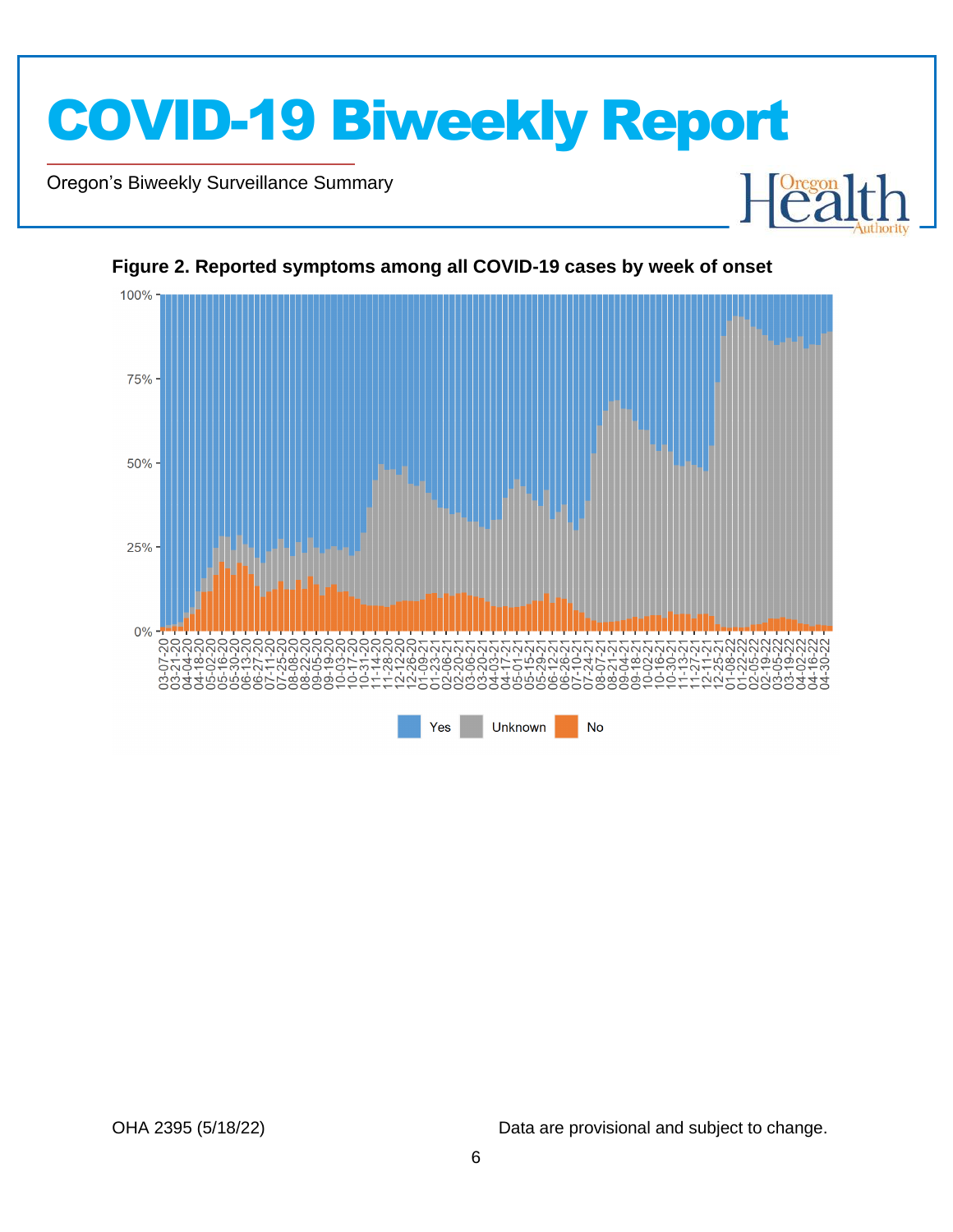**Figure 2. Reported symptoms among all COVID-19 cases by week of onset**

Data are provisional and subject to change.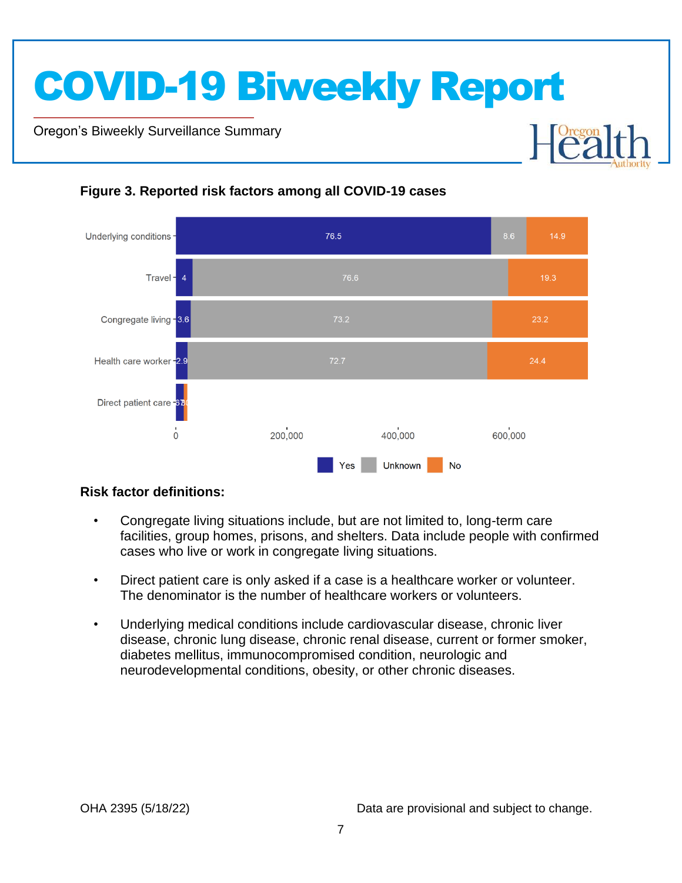### Figure 3. Reported risk factors among all COVID-19 cases

| Risk factor | Yes | Unknown | No |
|---|---|---|---|
| Underlying conditions | 76.5 | 8.6 | 14.9 |
| Travel | 4 | 76.6 | 19.3 |
| Congregate living | 3.6 | 73.2 | 23.2 |
| Health care worker | 2.9 | 72.7 | 24.4 |
| Direct patient care | | | |

### Risk factor definitions:

- Congregate living situations include, but are not limited to, long-term care facilities, group homes, prisons, and shelters. Data include people with confirmed cases who live or work in congregate living situations.
- Direct patient care is only asked if a case is a healthcare worker or volunteer. The denominator is the number of healthcare workers or volunteers.
- Underlying medical conditions include cardiovascular disease, chronic liver disease, chronic lung disease, chronic renal disease, current or former smoker, diabetes mellitus, immunocompromised condition, neurologic and neurodevelopmental conditions, obesity, or other chronic diseases.

OHA 2395 (5/18/22) Data are provisional and subject to change.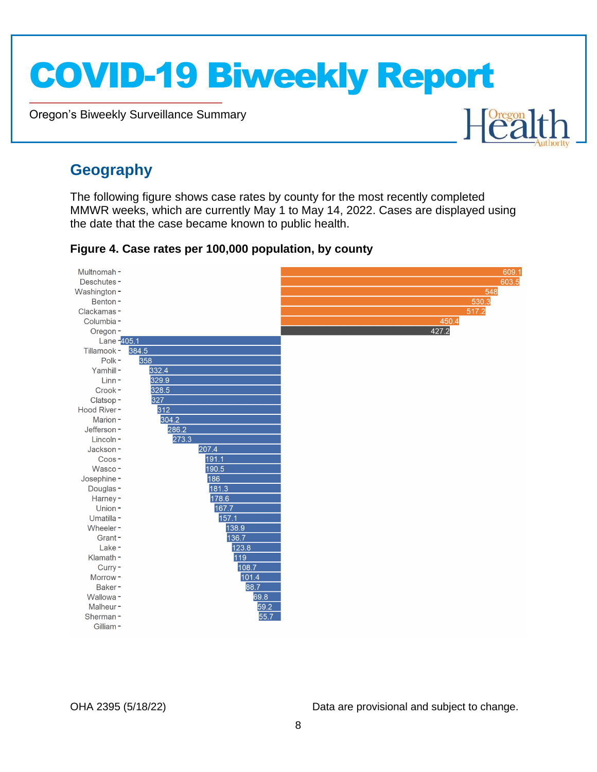## Geography

The following figure shows case rates by county for the most recently completed MMWR weeks, which are currently May 1 to May 14, 2022. Cases are displayed using the date that the case became known to public health.

**Figure 4. Case rates per 100,000 population, by county**

| County | Case rate per 100,000 |
|---|---|
| Multnomah | 609.1 |
| Deschutes | 603.5 |
| Washington | 548 |
| Benton | 530.3 |
| Clackamas | 517.2 |
| Columbia | 450.4 |
| Oregon | 427.2 |
| Lane | 405.1 |
| Tillamook | 384.5 |
| Polk | 358 |
| Yamhill | 332.4 |
| Linn | 329.9 |
| Crook | 328.5 |
| Clatsop | 327 |
| Hood River | 312 |
| Marion | 304.2 |
| Jefferson | 286.2 |
| Lincoln | 273.3 |
| Jackson | 207.4 |
| Coos | 191.1 |
| Wasco | 190.5 |
| Josephine | 186 |
| Douglas | 181.3 |
| Harney | 178.6 |
| Union | 167.7 |
| Umatilla | 157.1 |
| Wheeler | 138.9 |
| Grant | 136.7 |
| Lake | 123.8 |
| Klamath | 119 |
| Curry | 108.7 |
| Morrow | 101.4 |
| Baker | 88.7 |
| Wallowa | 69.8 |
| Malheur | 59.2 |
| Sherman | 55.7 |
| Gilliam | |

OHA 2395 (5/18/22)

Data are provisional and subject to change.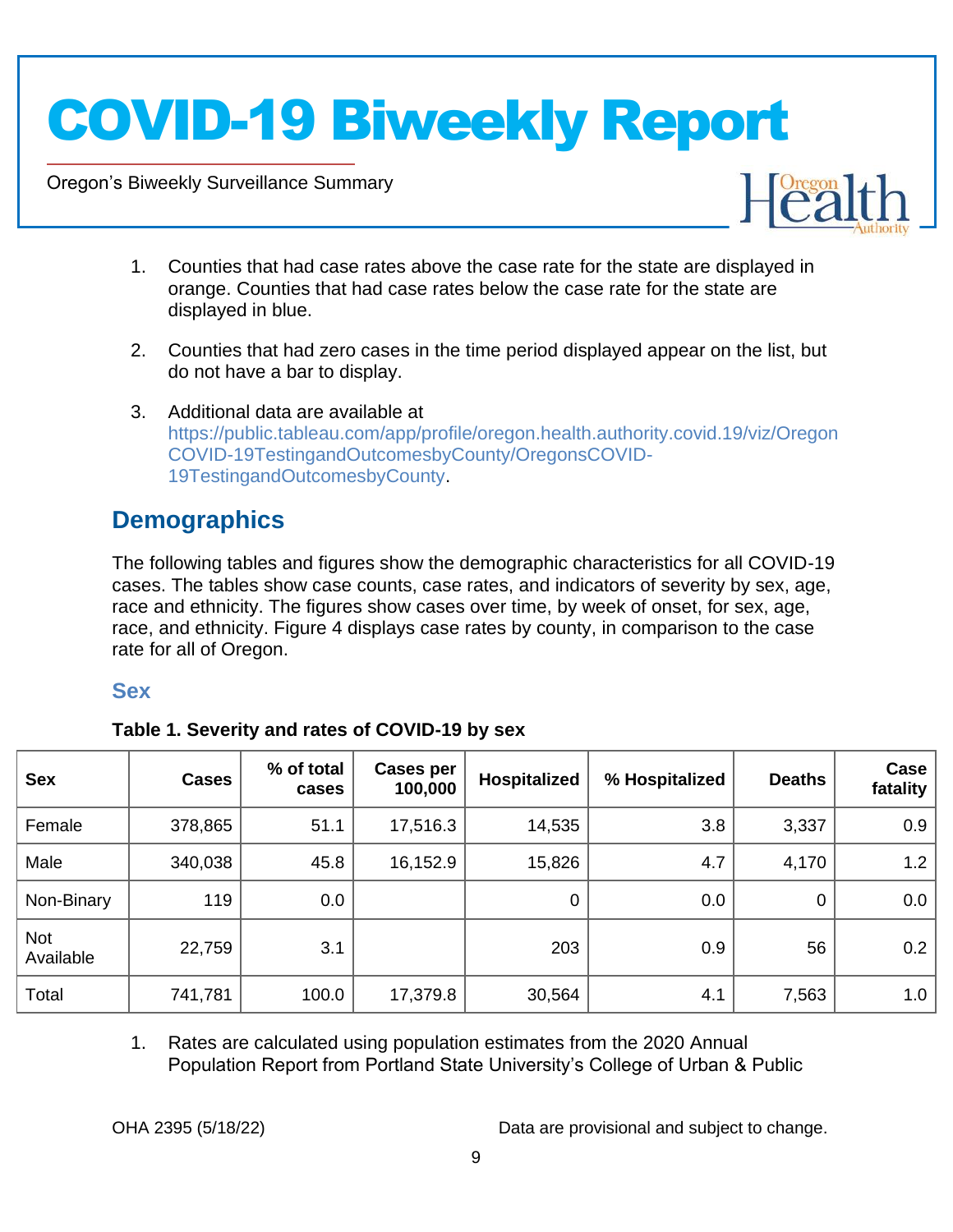1. Counties that had case rates above the case rate for the state are displayed in orange. Counties that had case rates below the case rate for the state are displayed in blue.

2. Counties that had zero cases in the time period displayed appear on the list, but do not have a bar to display.

3. Additional data are available at https://public.tableau.com/app/profile/oregon.health.authority.covid.19/viz/OregonCOVID-19TestingandOutcomesbyCounty/OregonsCOVID-19TestingandOutcomesbyCounty.

## Demographics

The following tables and figures show the demographic characteristics for all COVID-19 cases. The tables show case counts, case rates, and indicators of severity by sex, age, race and ethnicity. The figures show cases over time, by week of onset, for sex, age, race, and ethnicity. Figure 4 displays case rates by county, in comparison to the case rate for all of Oregon.

### Sex

**Table 1. Severity and rates of COVID-19 by sex**

| Sex | Cases | % of total cases | Cases per 100,000 | Hospitalized | % Hospitalized | Deaths | Case fatality |
|---|---|---|---|---|---|---|---|
| Female | 378,865 | 51.1 | 17,516.3 | 14,535 | 3.8 | 3,337 | 0.9 |
| Male | 340,038 | 45.8 | 16,152.9 | 15,826 | 4.7 | 4,170 | 1.2 |
| Non-Binary | 119 | 0.0 | | 0 | 0.0 | 0 | 0.0 |
| Not Available | 22,759 | 3.1 | | 203 | 0.9 | 56 | 0.2 |
| Total | 741,781 | 100.0 | 17,379.8 | 30,564 | 4.1 | 7,563 | 1.0 |

1. Rates are calculated using population estimates from the 2020 Annual Population Report from Portland State University's College of Urban & Public

OHA 2395 (5/18/22) Data are provisional and subject to change.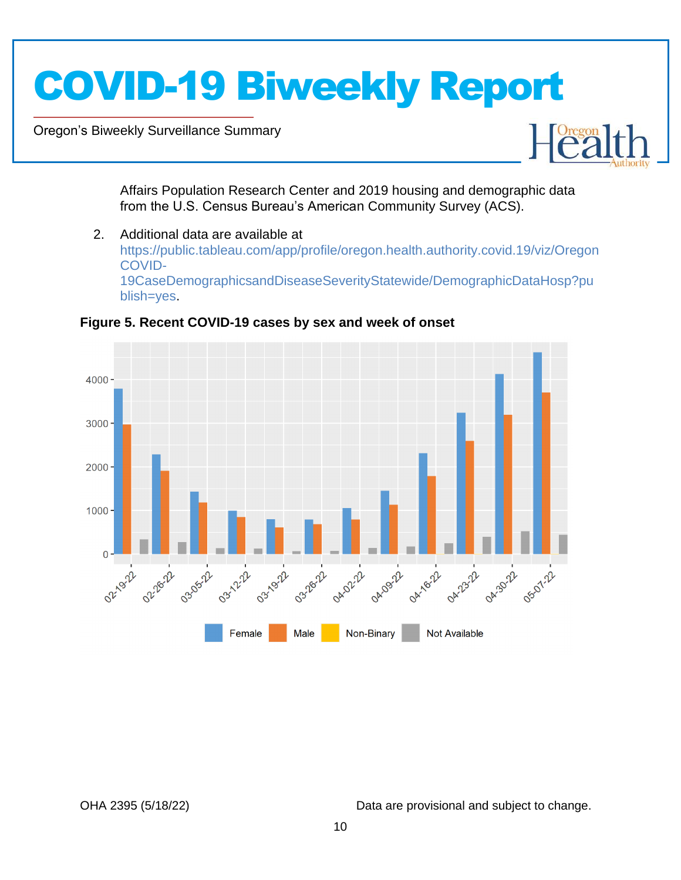Affairs Population Research Center and 2019 housing and demographic data from the U.S. Census Bureau's American Community Survey (ACS).

2. Additional data are available at https://public.tableau.com/app/profile/oregon.health.authority.covid.19/viz/OregonCOVID-19CaseDemographicsandDiseaseSeverityStatewide/DemographicDataHosp?publish=yes.

**Figure 5. Recent COVID-19 cases by sex and week of onset**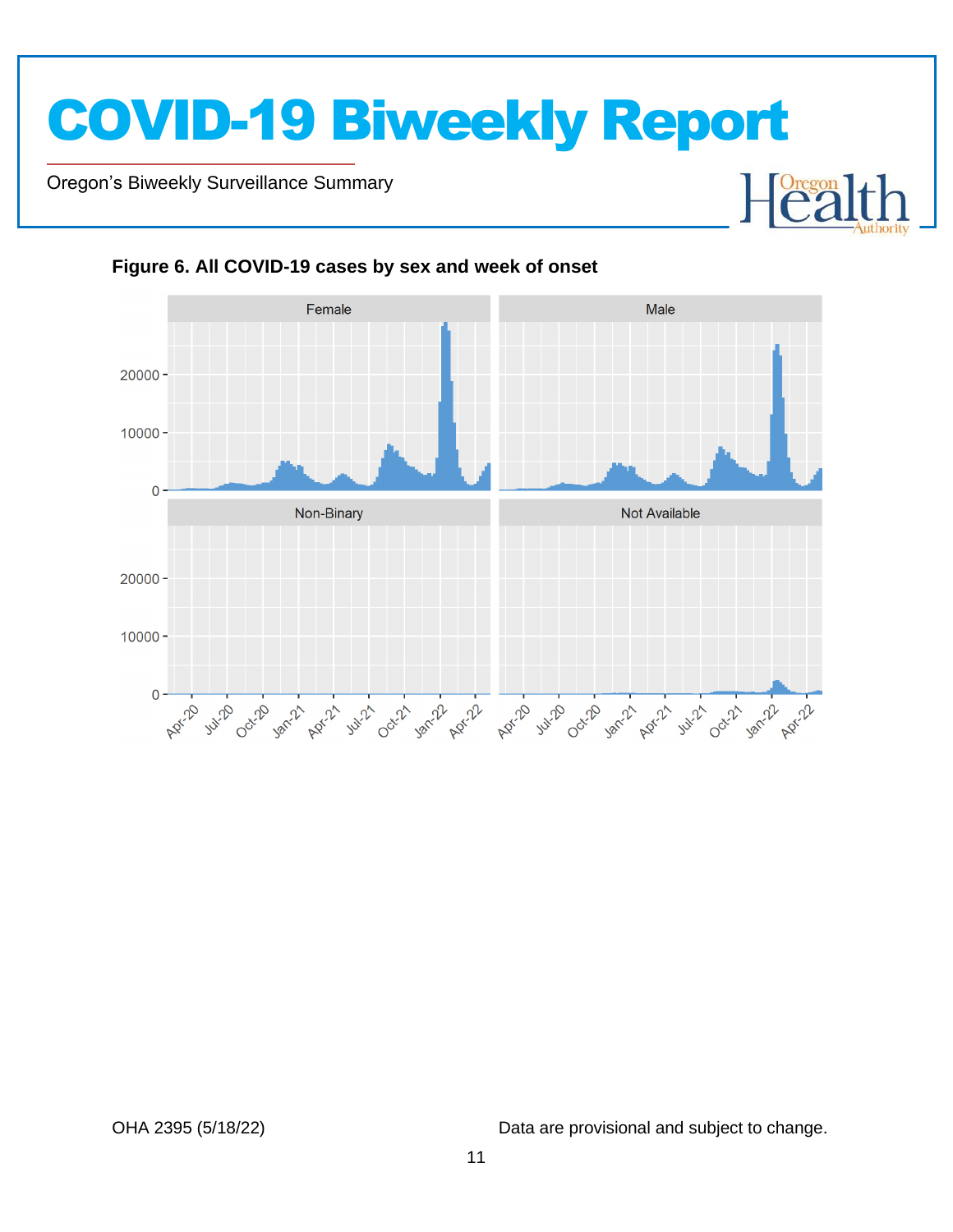**Figure 6. All COVID-19 cases by sex and week of onset**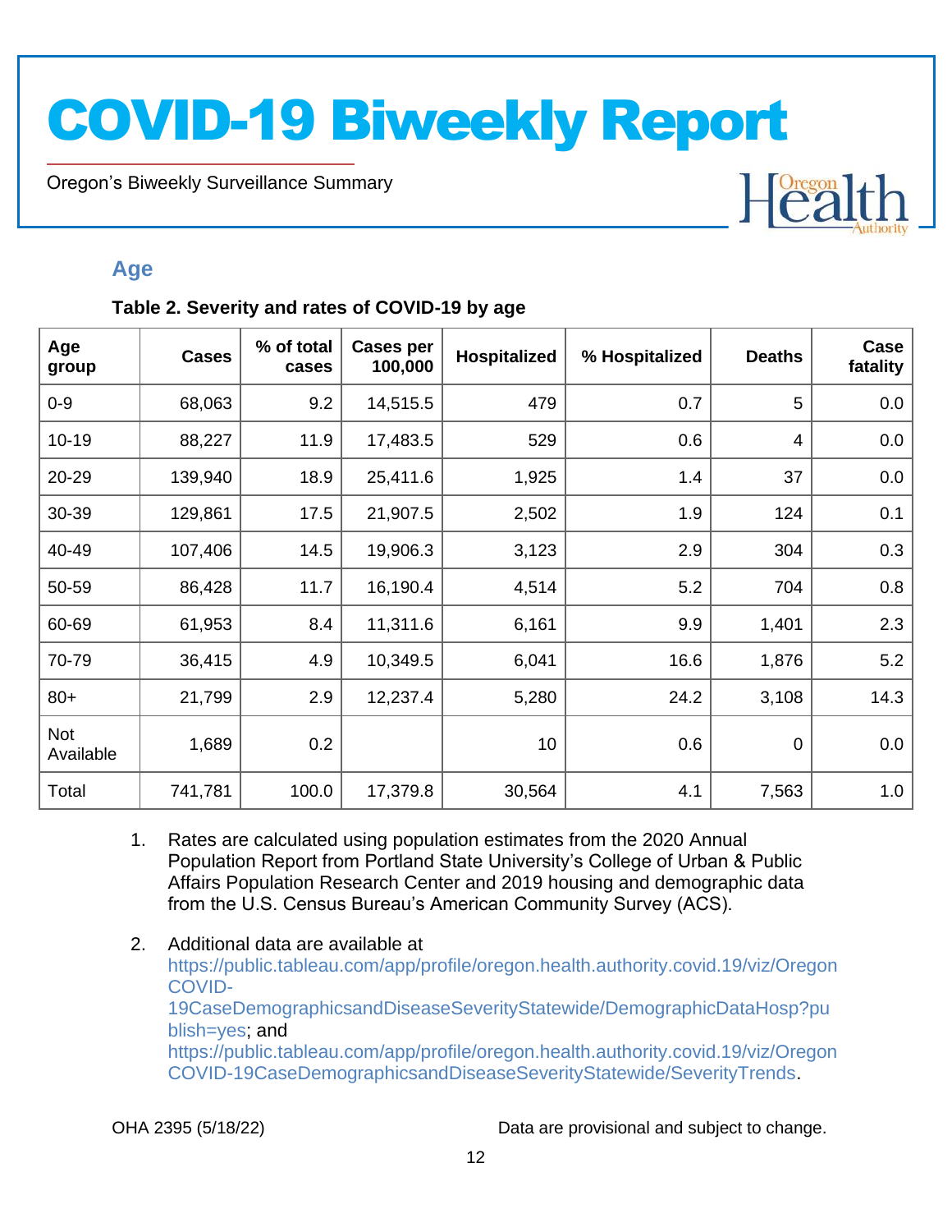## Age

**Table 2. Severity and rates of COVID-19 by age**

| Age group | Cases | % of total cases | Cases per 100,000 | Hospitalized | % Hospitalized | Deaths | Case fatality |
|---|---|---|---|---|---|---|---|
| 0-9 | 68,063 | 9.2 | 14,515.5 | 479 | 0.7 | 5 | 0.0 |
| 10-19 | 88,227 | 11.9 | 17,483.5 | 529 | 0.6 | 4 | 0.0 |
| 20-29 | 139,940 | 18.9 | 25,411.6 | 1,925 | 1.4 | 37 | 0.0 |
| 30-39 | 129,861 | 17.5 | 21,907.5 | 2,502 | 1.9 | 124 | 0.1 |
| 40-49 | 107,406 | 14.5 | 19,906.3 | 3,123 | 2.9 | 304 | 0.3 |
| 50-59 | 86,428 | 11.7 | 16,190.4 | 4,514 | 5.2 | 704 | 0.8 |
| 60-69 | 61,953 | 8.4 | 11,311.6 | 6,161 | 9.9 | 1,401 | 2.3 |
| 70-79 | 36,415 | 4.9 | 10,349.5 | 6,041 | 16.6 | 1,876 | 5.2 |
| 80+ | 21,799 | 2.9 | 12,237.4 | 5,280 | 24.2 | 3,108 | 14.3 |
| Not Available | 1,689 | 0.2 | | 10 | 0.6 | 0 | 0.0 |
| Total | 741,781 | 100.0 | 17,379.8 | 30,564 | 4.1 | 7,563 | 1.0 |

1. Rates are calculated using population estimates from the 2020 Annual Population Report from Portland State University's College of Urban & Public Affairs Population Research Center and 2019 housing and demographic data from the U.S. Census Bureau's American Community Survey (ACS).
2. Additional data are available at https://public.tableau.com/app/profile/oregon.health.authority.covid.19/viz/OregonCOVID-19CaseDemographicsandDiseaseSeverityStatewide/DemographicDataHosp?publish=yes; and https://public.tableau.com/app/profile/oregon.health.authority.covid.19/viz/OregonCOVID-19CaseDemographicsandDiseaseSeverityStatewide/SeverityTrends.

OHA 2395 (5/18/22)

Data are provisional and subject to change.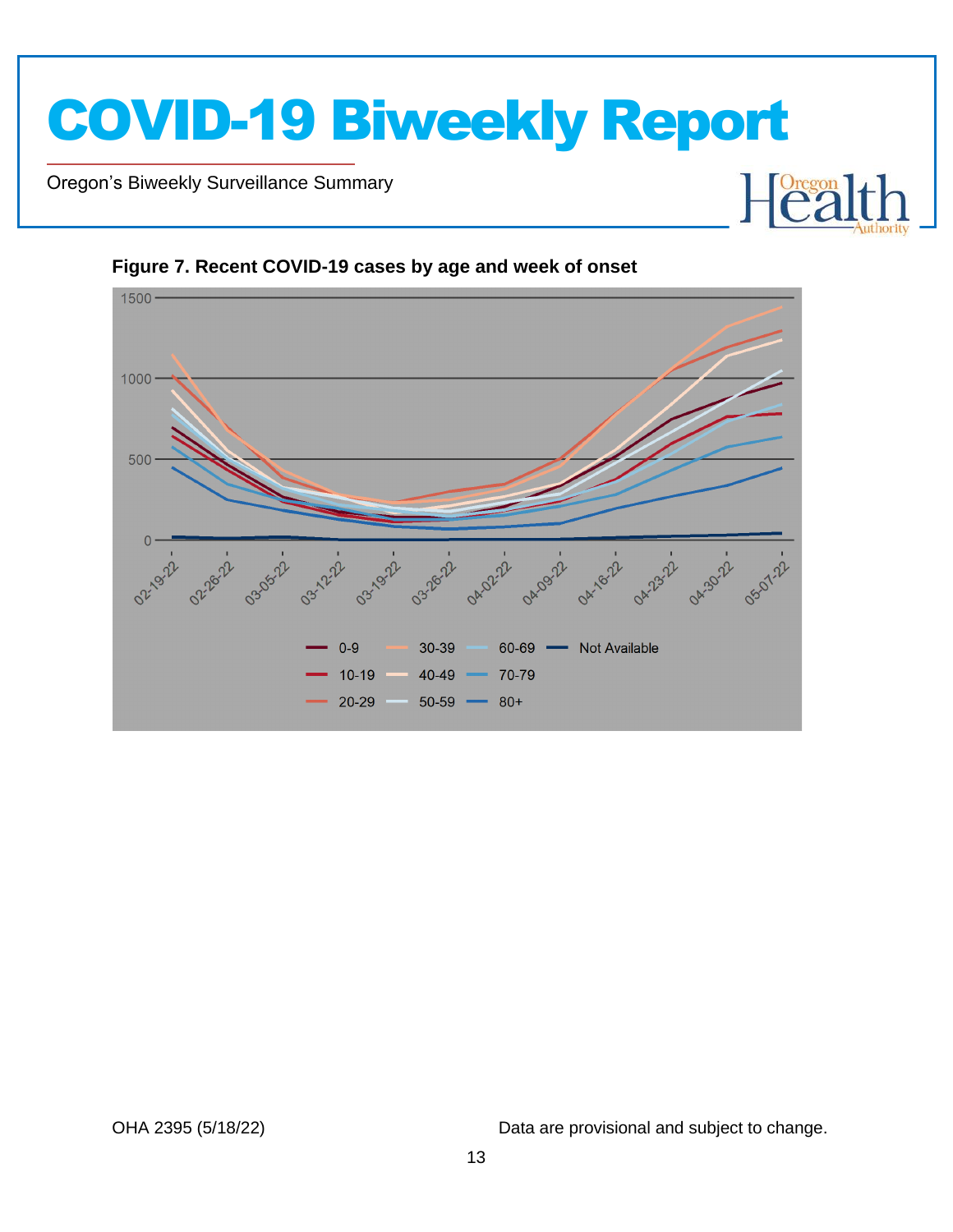**Figure 7. Recent COVID-19 cases by age and week of onset**

Data are provisional and subject to change.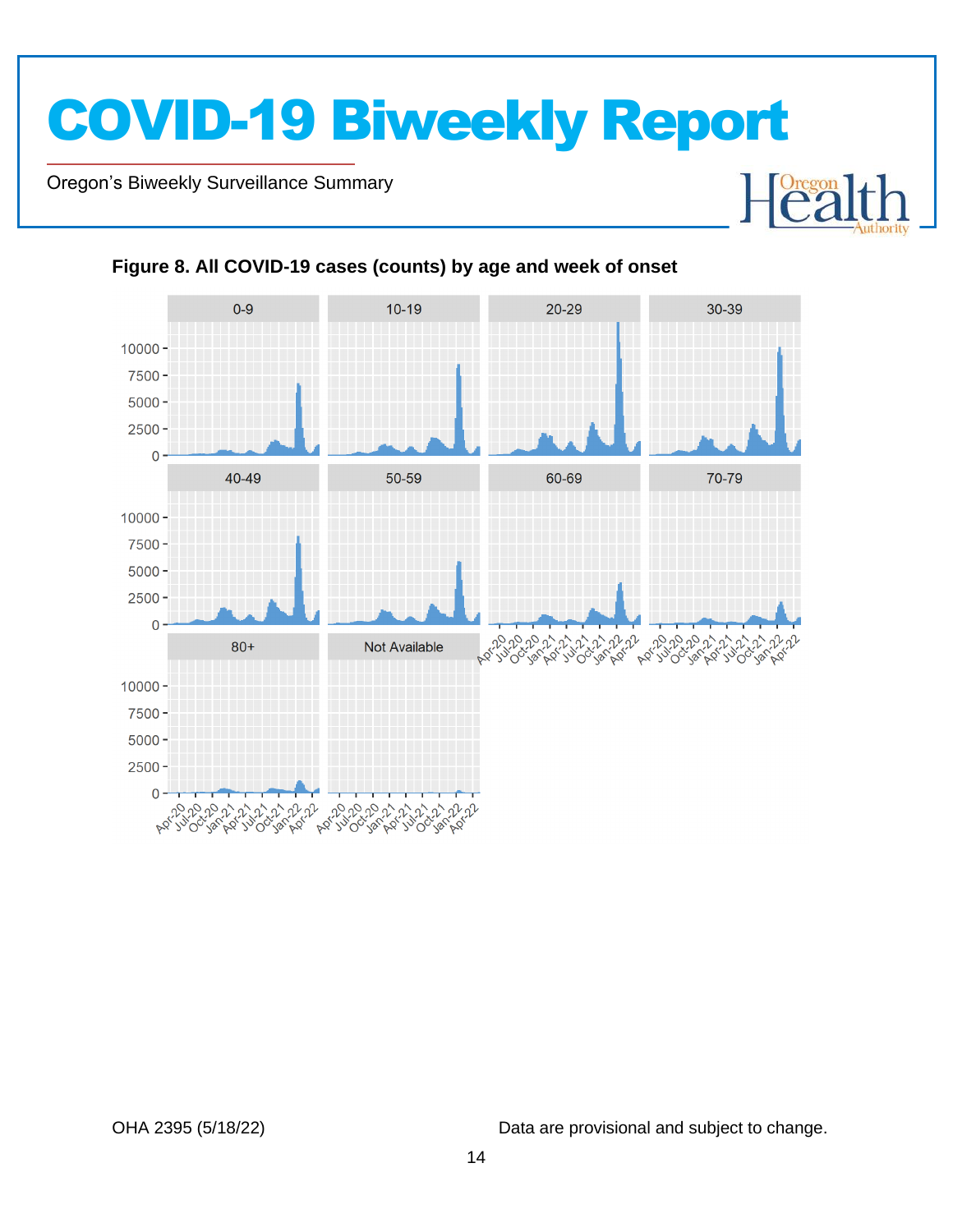**Figure 8. All COVID-19 cases (counts) by age and week of onset**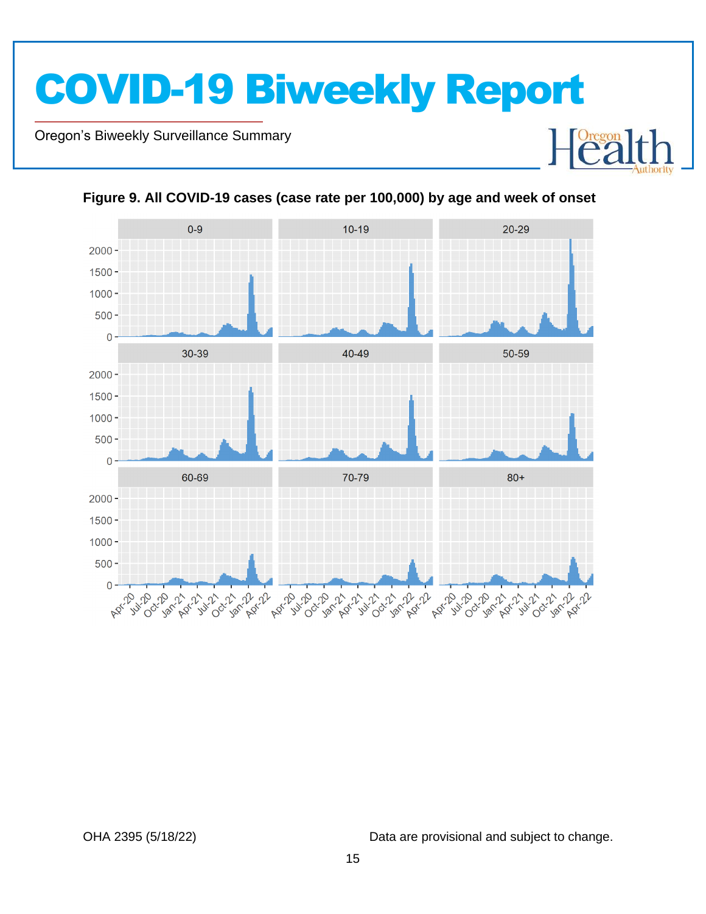**Figure 9. All COVID-19 cases (case rate per 100,000) by age and week of onset**

OHA 2395 (5/18/22)

Data are provisional and subject to change.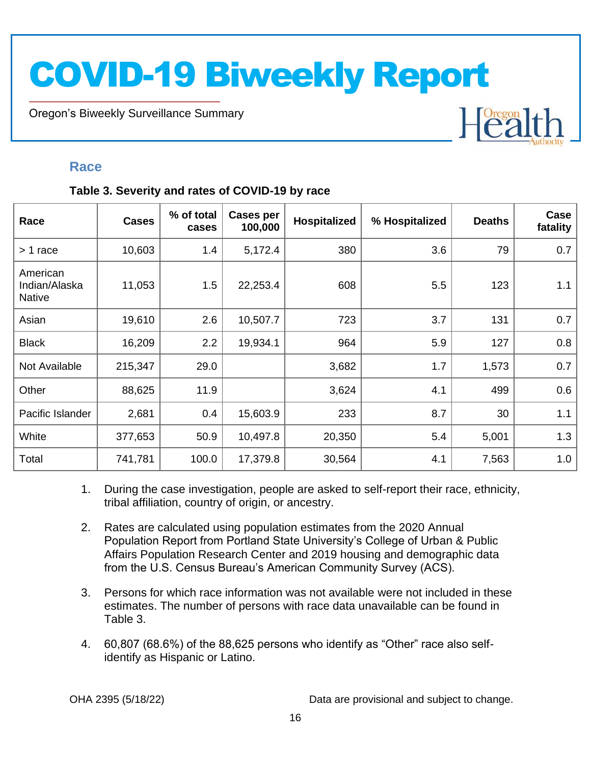## Race

**Table 3. Severity and rates of COVID-19 by race**

| Race | Cases | % of total cases | Cases per 100,000 | Hospitalized | % Hospitalized | Deaths | Case fatality |
|---|---|---|---|---|---|---|---|
| > 1 race | 10,603 | 1.4 | 5,172.4 | 380 | 3.6 | 79 | 0.7 |
| American Indian/Alaska Native | 11,053 | 1.5 | 22,253.4 | 608 | 5.5 | 123 | 1.1 |
| Asian | 19,610 | 2.6 | 10,507.7 | 723 | 3.7 | 131 | 0.7 |
| Black | 16,209 | 2.2 | 19,934.1 | 964 | 5.9 | 127 | 0.8 |
| Not Available | 215,347 | 29.0 | | 3,682 | 1.7 | 1,573 | 0.7 |
| Other | 88,625 | 11.9 | | 3,624 | 4.1 | 499 | 0.6 |
| Pacific Islander | 2,681 | 0.4 | 15,603.9 | 233 | 8.7 | 30 | 1.1 |
| White | 377,653 | 50.9 | 10,497.8 | 20,350 | 5.4 | 5,001 | 1.3 |
| Total | 741,781 | 100.0 | 17,379.8 | 30,564 | 4.1 | 7,563 | 1.0 |

1. During the case investigation, people are asked to self-report their race, ethnicity, tribal affiliation, country of origin, or ancestry.
2. Rates are calculated using population estimates from the 2020 Annual Population Report from Portland State University's College of Urban & Public Affairs Population Research Center and 2019 housing and demographic data from the U.S. Census Bureau's American Community Survey (ACS).
3. Persons for which race information was not available were not included in these estimates. The number of persons with race data unavailable can be found in Table 3.
4. 60,807 (68.6%) of the 88,625 persons who identify as "Other" race also self-identify as Hispanic or Latino.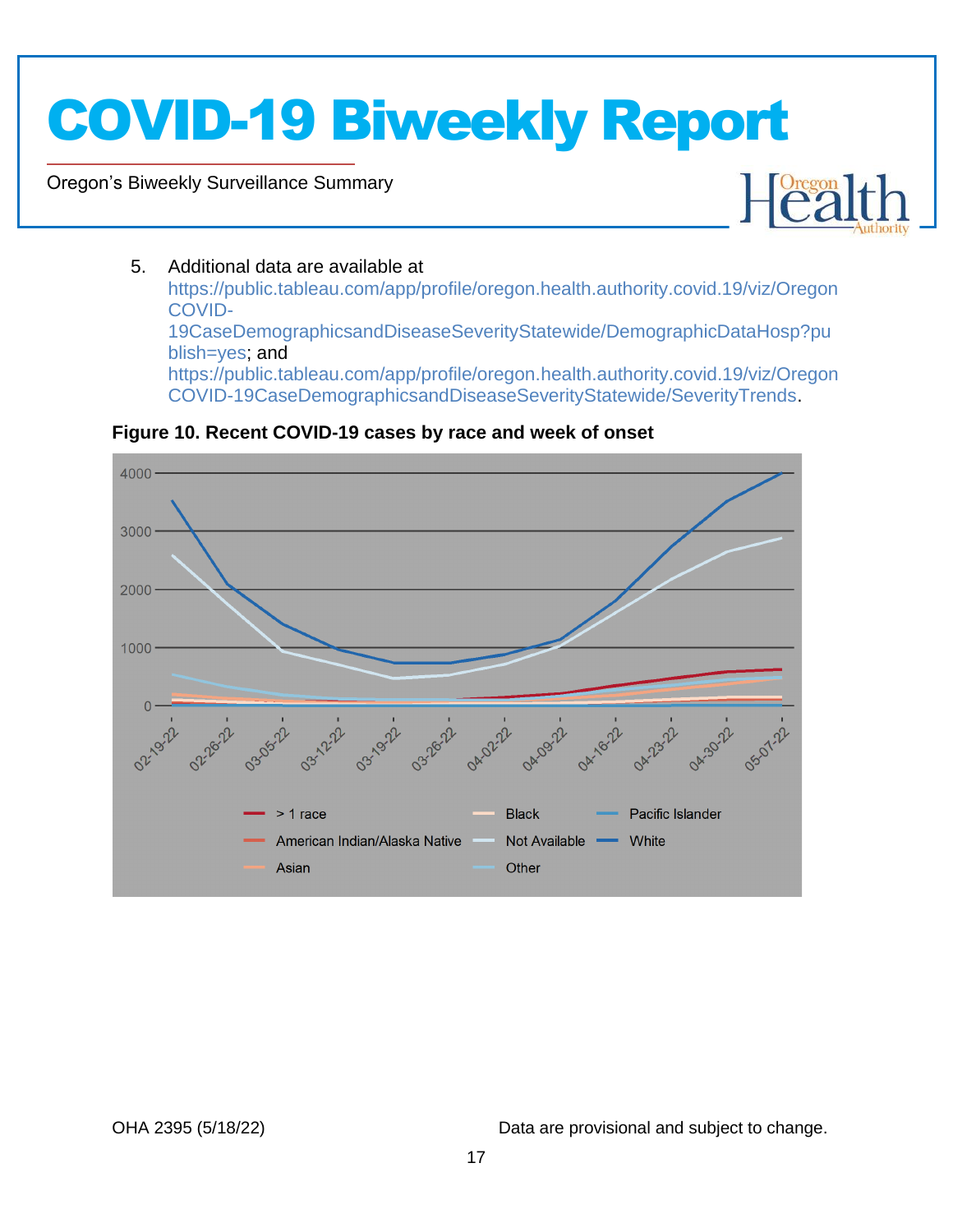5. Additional data are available at https://public.tableau.com/app/profile/oregon.health.authority.covid.19/viz/OregonCOVID-19CaseDemographicsandDiseaseSeverityStatewide/DemographicDataHosp?publish=yes; and https://public.tableau.com/app/profile/oregon.health.authority.covid.19/viz/OregonCOVID-19CaseDemographicsandDiseaseSeverityStatewide/SeverityTrends.

**Figure 10. Recent COVID-19 cases by race and week of onset**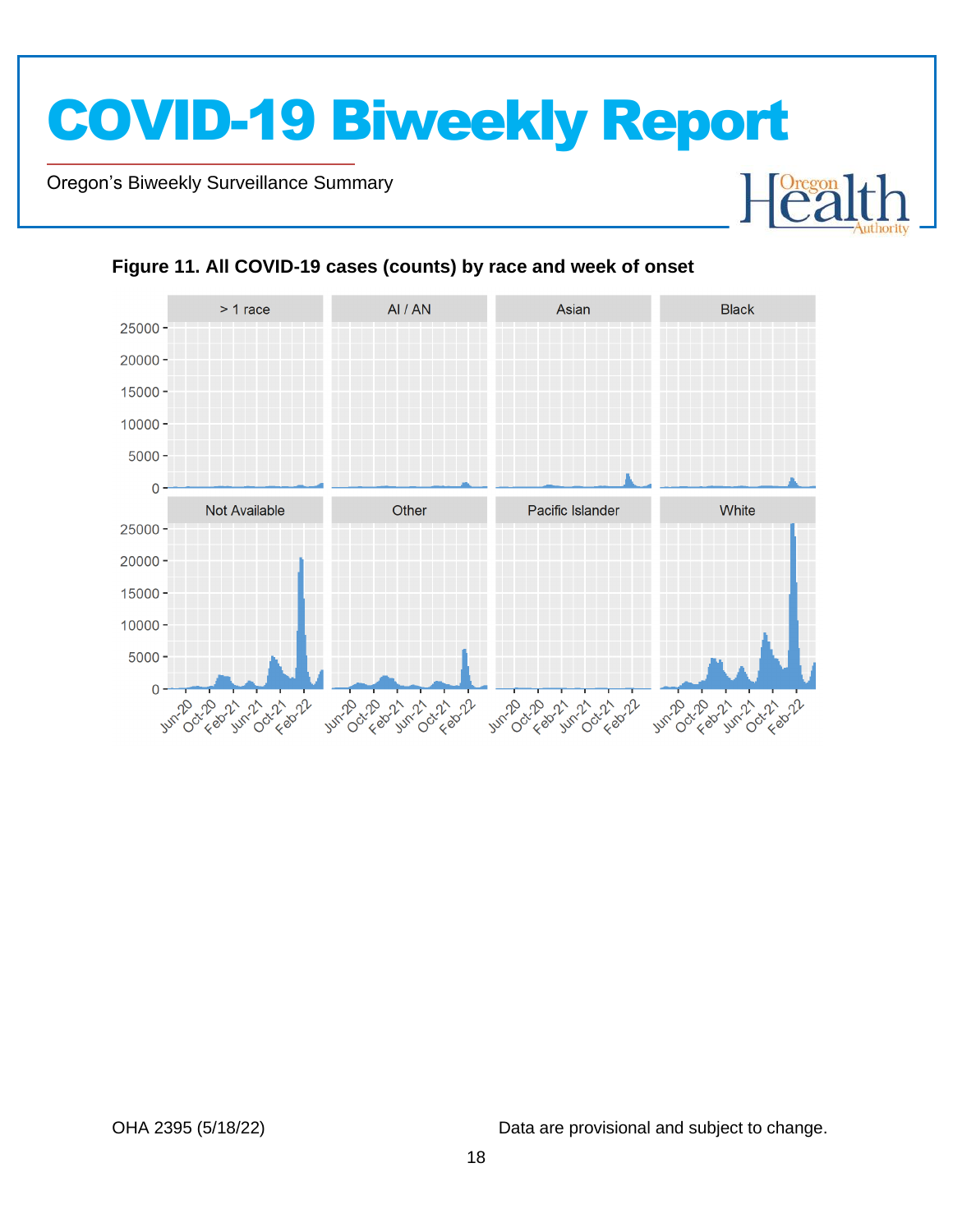**Figure 11. All COVID-19 cases (counts) by race and week of onset**

OHA 2395 (5/18/22)

Data are provisional and subject to change.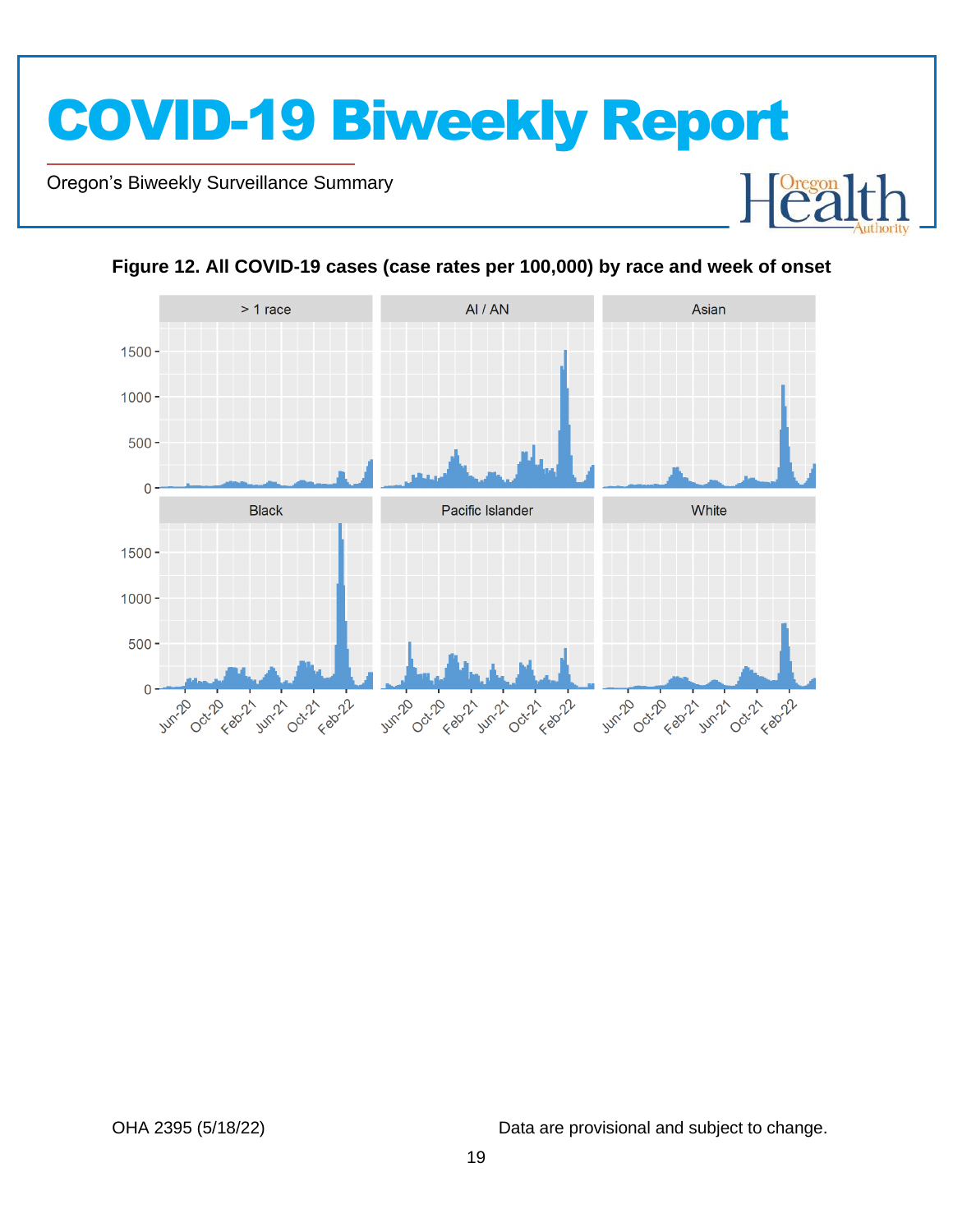**Figure 12. All COVID-19 cases (case rates per 100,000) by race and week of onset**

OHA 2395 (5/18/22)

Data are provisional and subject to change.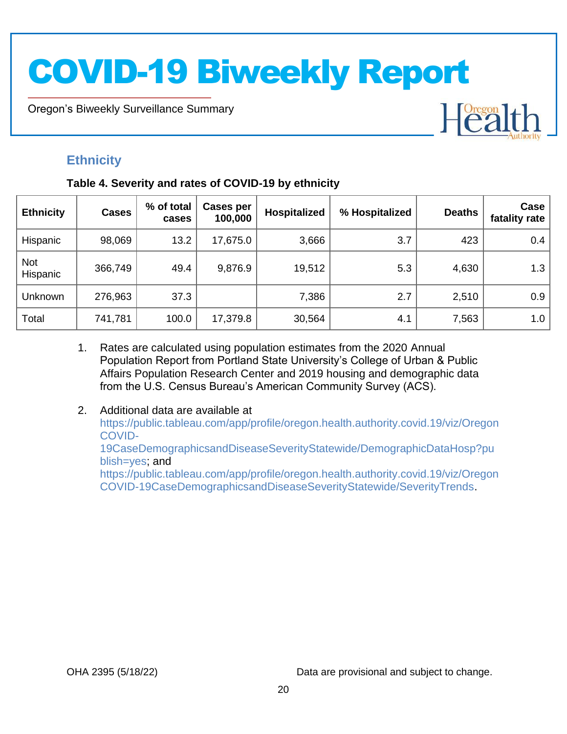## Ethnicity

**Table 4. Severity and rates of COVID-19 by ethnicity**

| Ethnicity | Cases | % of total cases | Cases per 100,000 | Hospitalized | % Hospitalized | Deaths | Case fatality rate |
|---|---|---|---|---|---|---|---|
| Hispanic | 98,069 | 13.2 | 17,675.0 | 3,666 | 3.7 | 423 | 0.4 |
| Not Hispanic | 366,749 | 49.4 | 9,876.9 | 19,512 | 5.3 | 4,630 | 1.3 |
| Unknown | 276,963 | 37.3 | | 7,386 | 2.7 | 2,510 | 0.9 |
| Total | 741,781 | 100.0 | 17,379.8 | 30,564 | 4.1 | 7,563 | 1.0 |

1. Rates are calculated using population estimates from the 2020 Annual Population Report from Portland State University's College of Urban & Public Affairs Population Research Center and 2019 housing and demographic data from the U.S. Census Bureau's American Community Survey (ACS).

2. Additional data are available at https://public.tableau.com/app/profile/oregon.health.authority.covid.19/viz/OregonCOVID-19CaseDemographicsandDiseaseSeverityStatewide/DemographicDataHosp?publish=yes; and https://public.tableau.com/app/profile/oregon.health.authority.covid.19/viz/OregonCOVID-19CaseDemographicsandDiseaseSeverityStatewide/SeverityTrends.

OHA 2395 (5/18/22)

Data are provisional and subject to change.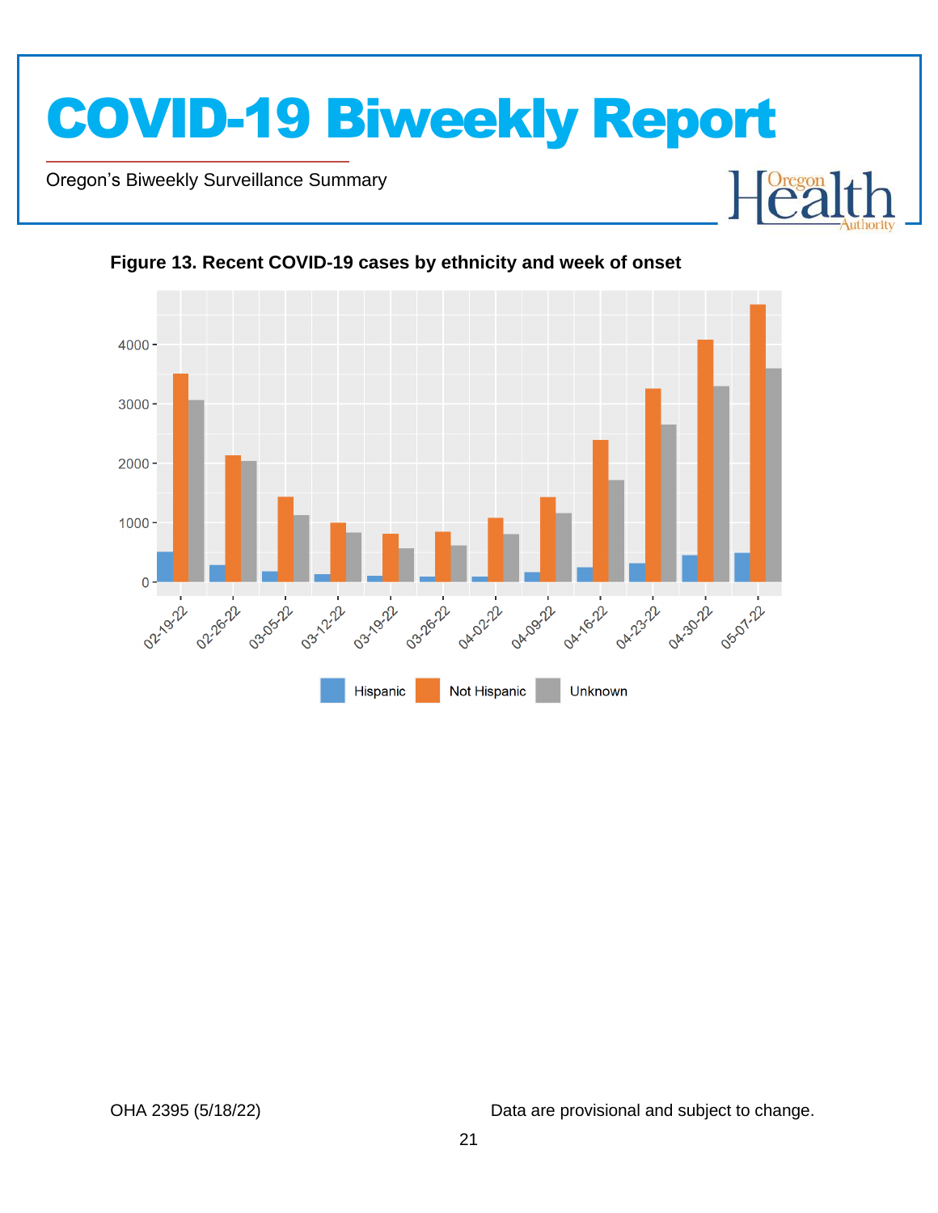**Figure 13. Recent COVID-19 cases by ethnicity and week of onset**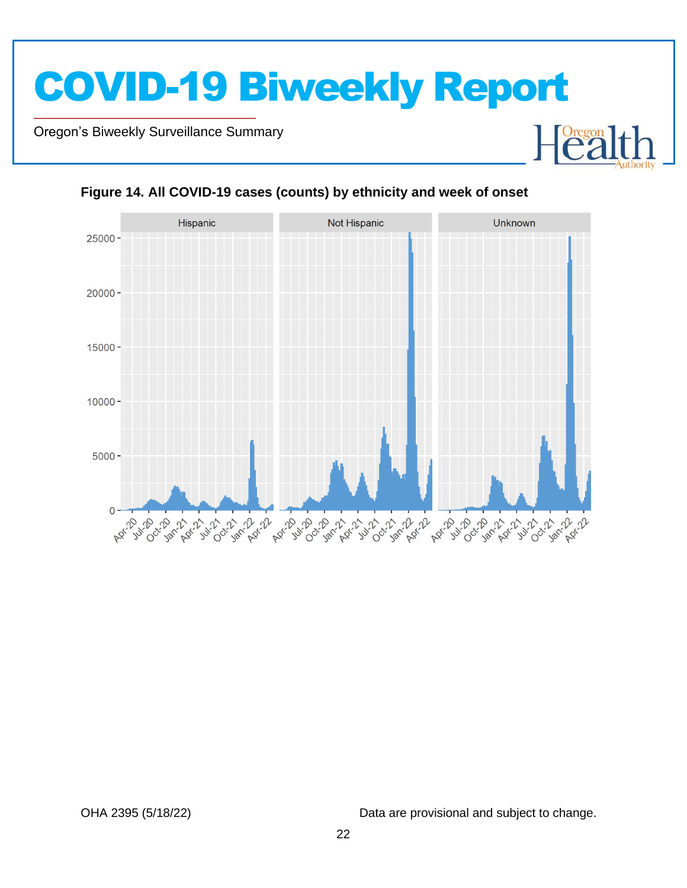**Figure 14. All COVID-19 cases (counts) by ethnicity and week of onset**

Data are provisional and subject to change.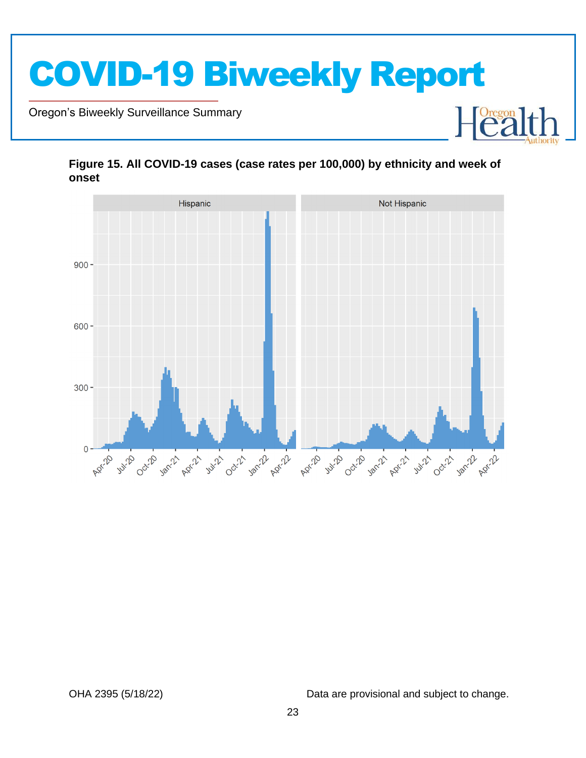**Figure 15. All COVID-19 cases (case rates per 100,000) by ethnicity and week of onset**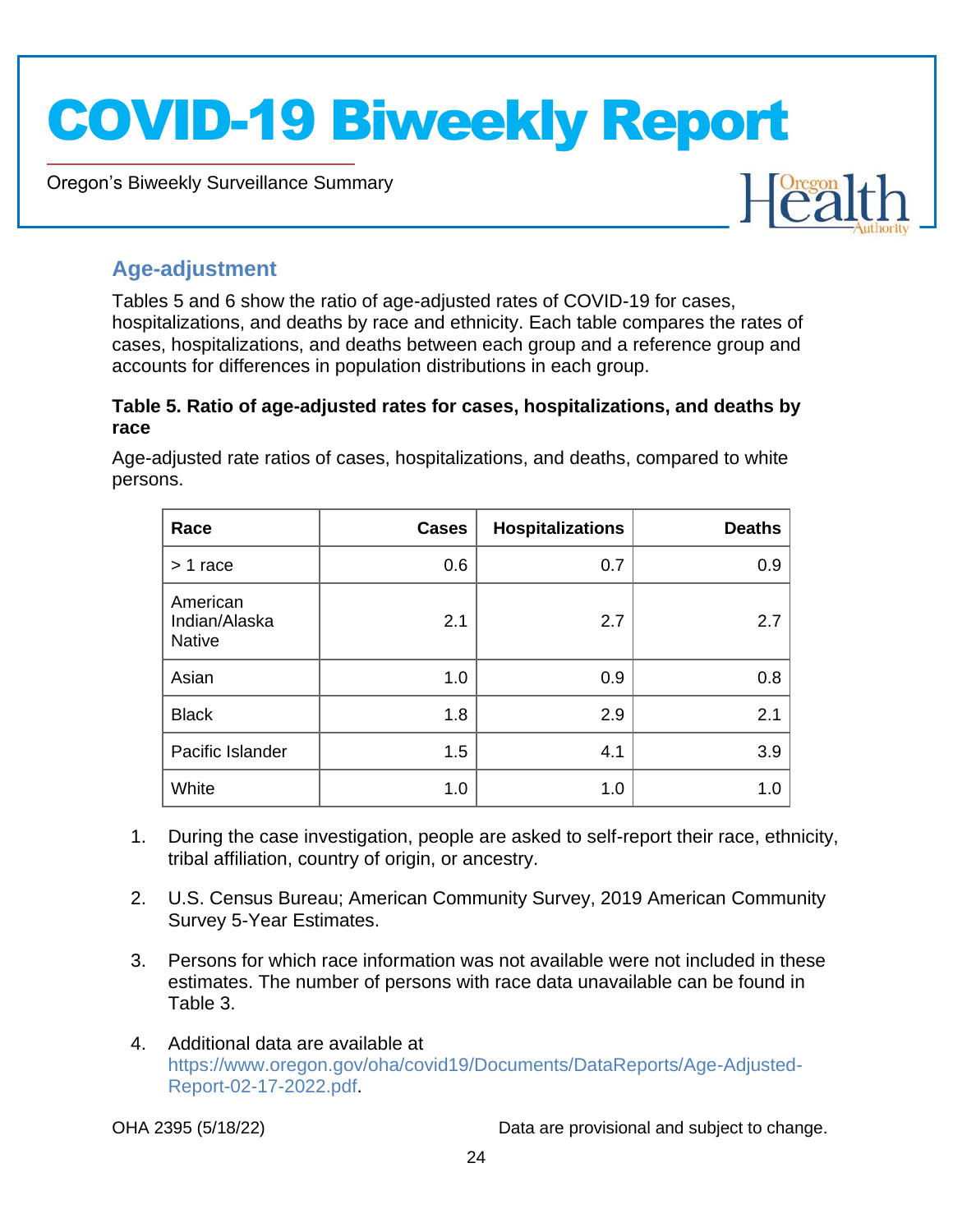## Age-adjustment

Tables 5 and 6 show the ratio of age-adjusted rates of COVID-19 for cases, hospitalizations, and deaths by race and ethnicity. Each table compares the rates of cases, hospitalizations, and deaths between each group and a reference group and accounts for differences in population distributions in each group.

**Table 5. Ratio of age-adjusted rates for cases, hospitalizations, and deaths by race**

Age-adjusted rate ratios of cases, hospitalizations, and deaths, compared to white persons.

| Race | Cases | Hospitalizations | Deaths |
|---|---|---|---|
| > 1 race | 0.6 | 0.7 | 0.9 |
| American Indian/Alaska Native | 2.1 | 2.7 | 2.7 |
| Asian | 1.0 | 0.9 | 0.8 |
| Black | 1.8 | 2.9 | 2.1 |
| Pacific Islander | 1.5 | 4.1 | 3.9 |
| White | 1.0 | 1.0 | 1.0 |

1. During the case investigation, people are asked to self-report their race, ethnicity, tribal affiliation, country of origin, or ancestry.
2. U.S. Census Bureau; American Community Survey, 2019 American Community Survey 5-Year Estimates.
3. Persons for which race information was not available were not included in these estimates. The number of persons with race data unavailable can be found in Table 3.
4. Additional data are available at https://www.oregon.gov/oha/covid19/Documents/DataReports/Age-Adjusted-Report-02-17-2022.pdf.

OHA 2395 (5/18/22) Data are provisional and subject to change.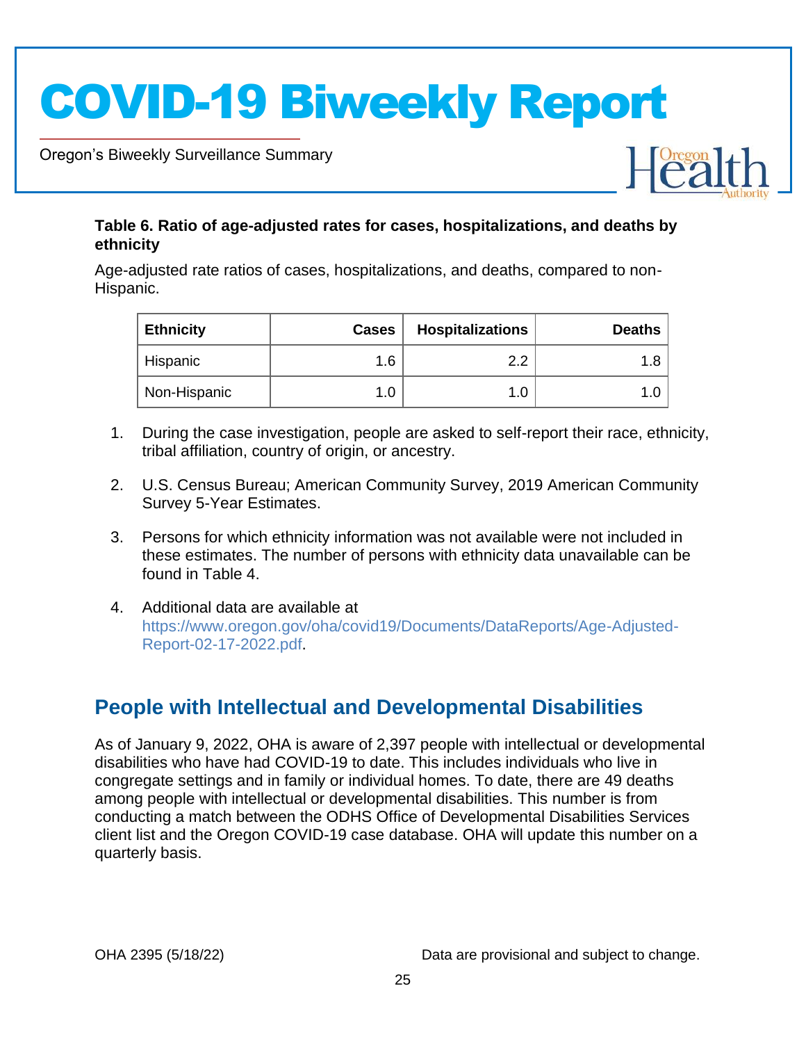**Table 6. Ratio of age-adjusted rates for cases, hospitalizations, and deaths by ethnicity**

Age-adjusted rate ratios of cases, hospitalizations, and deaths, compared to non-Hispanic.

| Ethnicity | Cases | Hospitalizations | Deaths |
|---|---:|---:|---:|
| Hispanic | 1.6 | 2.2 | 1.8 |
| Non-Hispanic | 1.0 | 1.0 | 1.0 |

1. During the case investigation, people are asked to self-report their race, ethnicity, tribal affiliation, country of origin, or ancestry.
2. U.S. Census Bureau; American Community Survey, 2019 American Community Survey 5-Year Estimates.
3. Persons for which ethnicity information was not available were not included in these estimates. The number of persons with ethnicity data unavailable can be found in Table 4.
4. Additional data are available at https://www.oregon.gov/oha/covid19/Documents/DataReports/Age-Adjusted-Report-02-17-2022.pdf.

## People with Intellectual and Developmental Disabilities

As of January 9, 2022, OHA is aware of 2,397 people with intellectual or developmental disabilities who have had COVID-19 to date. This includes individuals who live in congregate settings and in family or individual homes. To date, there are 49 deaths among people with intellectual or developmental disabilities. This number is from conducting a match between the ODHS Office of Developmental Disabilities Services client list and the Oregon COVID-19 case database. OHA will update this number on a quarterly basis.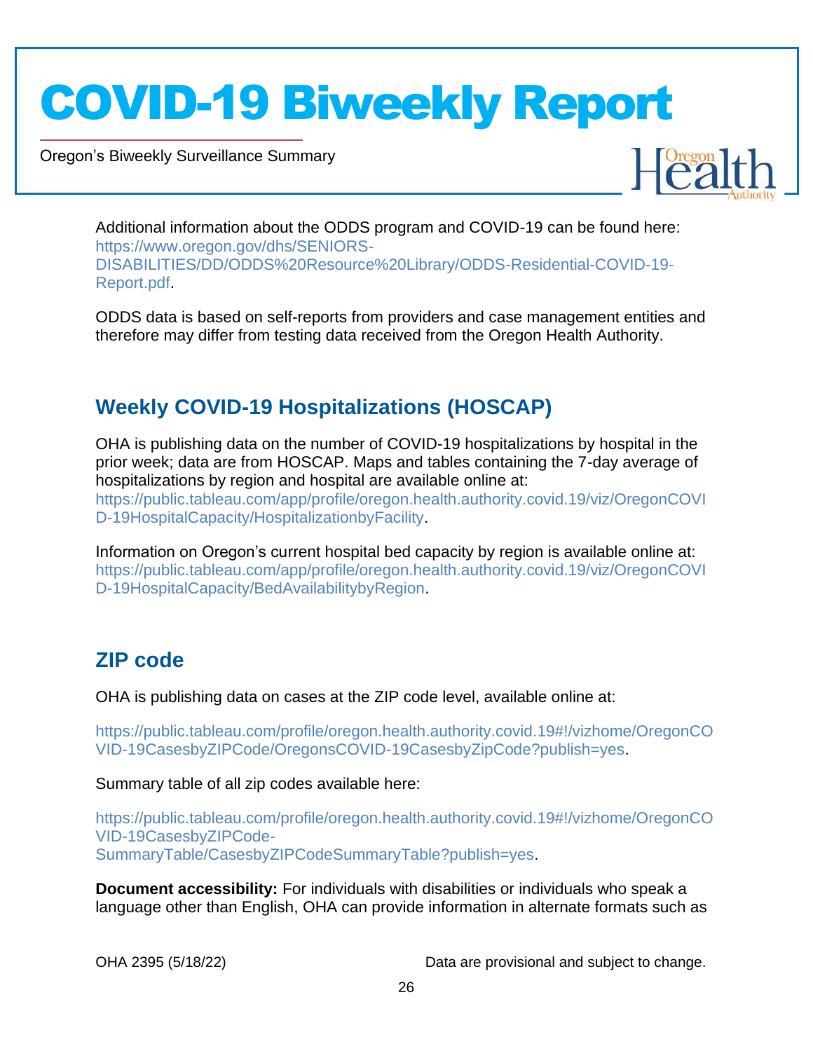Additional information about the ODDS program and COVID-19 can be found here: https://www.oregon.gov/dhs/SENIORS-DISABILITIES/DD/ODDS%20Resource%20Library/ODDS-Residential-COVID-19-Report.pdf.

ODDS data is based on self-reports from providers and case management entities and therefore may differ from testing data received from the Oregon Health Authority.

## Weekly COVID-19 Hospitalizations (HOSCAP)

OHA is publishing data on the number of COVID-19 hospitalizations by hospital in the prior week; data are from HOSCAP. Maps and tables containing the 7-day average of hospitalizations by region and hospital are available online at: https://public.tableau.com/app/profile/oregon.health.authority.covid.19/viz/OregonCOVID-19HospitalCapacity/HospitalizationbyFacility.

Information on Oregon's current hospital bed capacity by region is available online at: https://public.tableau.com/app/profile/oregon.health.authority.covid.19/viz/OregonCOVID-19HospitalCapacity/BedAvailabilitybyRegion.

## ZIP code

OHA is publishing data on cases at the ZIP code level, available online at:

https://public.tableau.com/profile/oregon.health.authority.covid.19#!/vizhome/OregonCOVID-19CasesbyZIPCode/OregonsCOVID-19CasesbyZipCode?publish=yes.

Summary table of all zip codes available here:

https://public.tableau.com/profile/oregon.health.authority.covid.19#!/vizhome/OregonCOVID-19CasesbyZIPCode-SummaryTable/CasesbyZIPCodeSummaryTable?publish=yes.

**Document accessibility:** For individuals with disabilities or individuals who speak a language other than English, OHA can provide information in alternate formats such as

OHA 2395 (5/18/22) Data are provisional and subject to change.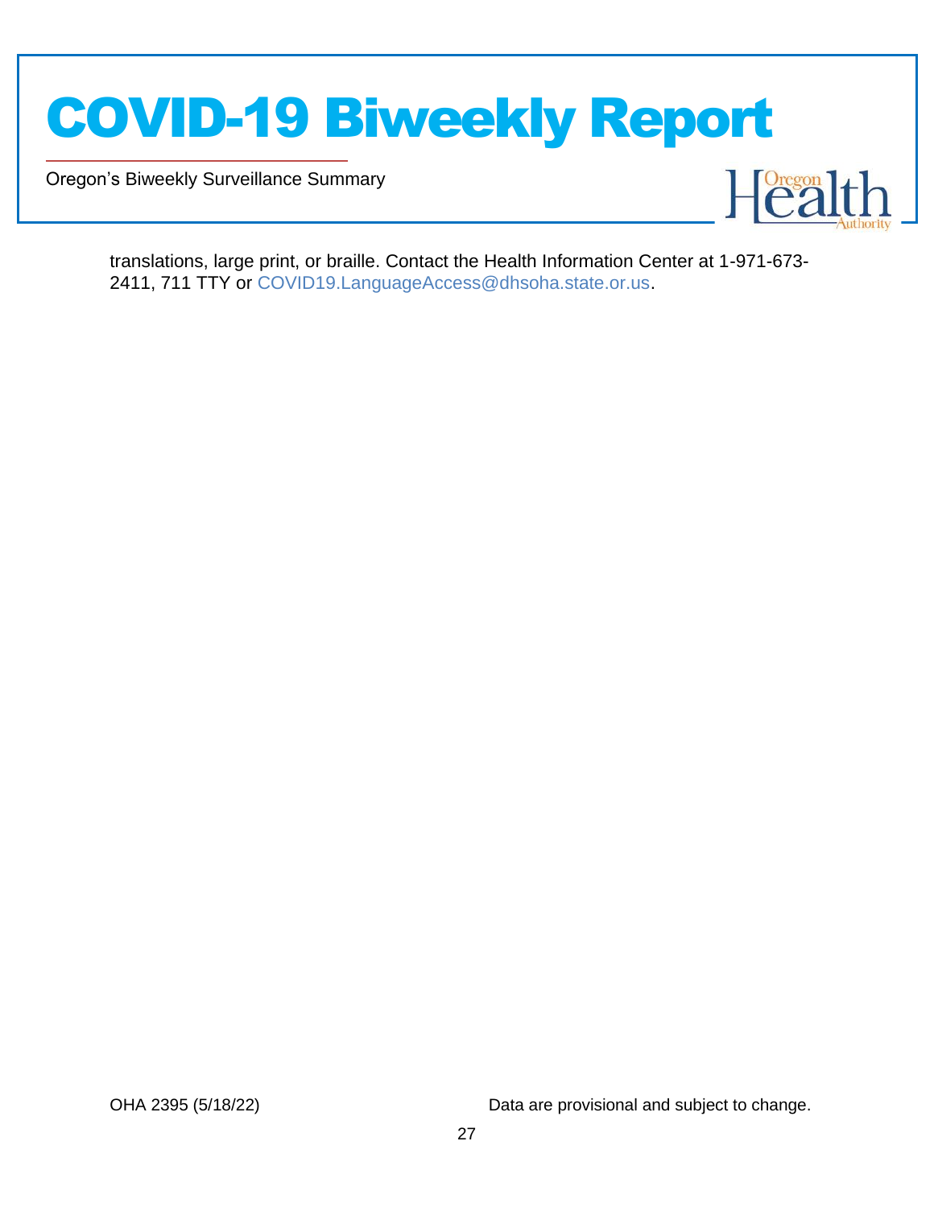translations, large print, or braille. Contact the Health Information Center at 1-971-673-2411, 711 TTY or COVID19.LanguageAccess@dhsoha.state.or.us.

OHA 2395 (5/18/22)